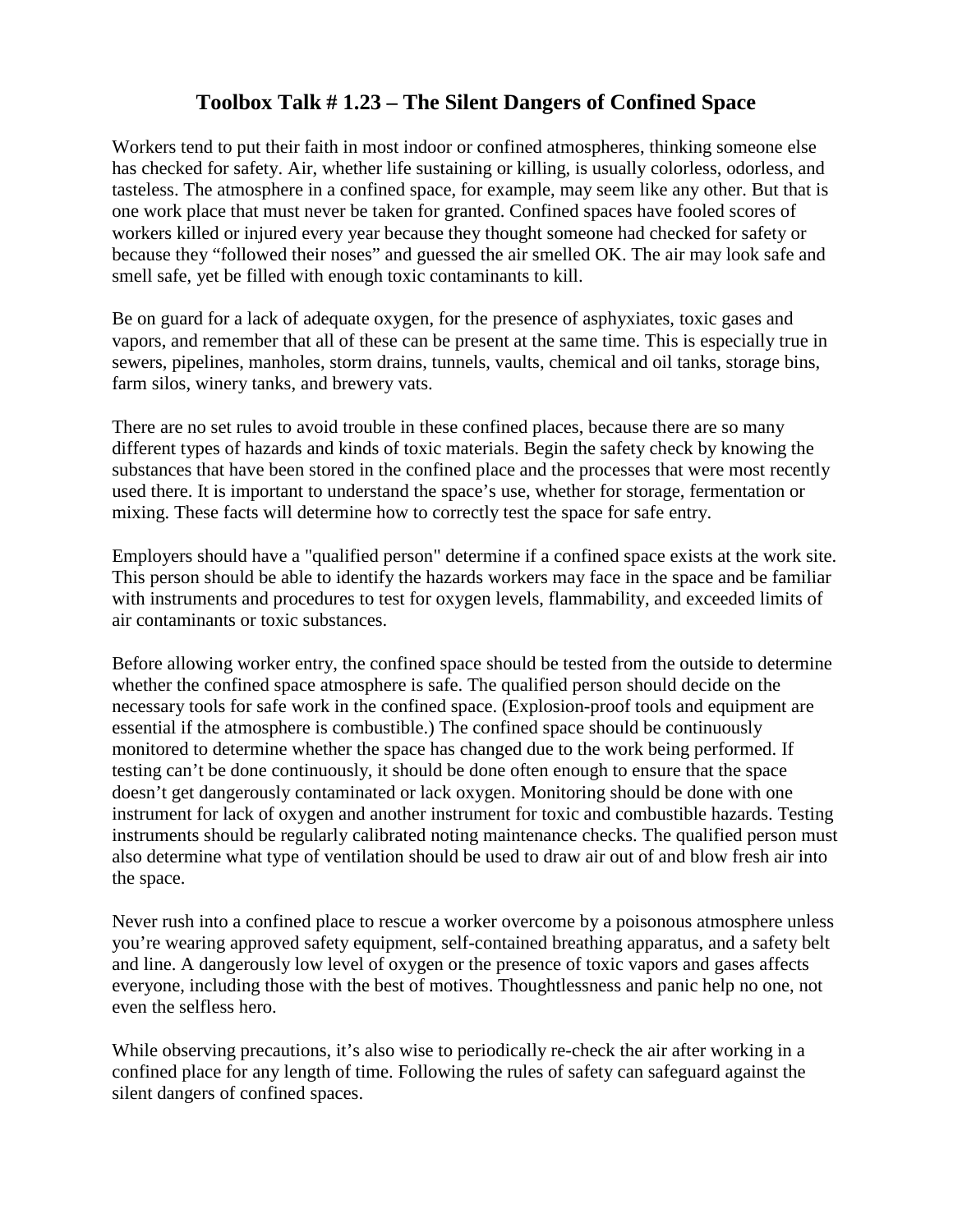# Toolbox Talk # 1.23 – The Silent Dangers of Confined Space

Workers tend to put their faith in most indoor or confined atmospheres, thinking someone else has checked for safety. Air, whether life sustaining or killing, is usually colorless, odorless, and tasteless. The atmosphere in a confined space, for example, may seem like any other. But that is one work place that must never be taken for granted. Confined spaces have fooled scores of workers killed or injured every year because they thought someone had checked for safety or because they "followed their noses" and guessed the air smelled OK. The air may look safe and smell safe, yet be filled with enough toxic contaminants to kill.

Be on guard for a lack of adequate oxygen, for the presence of asphyxiates, toxic gases and vapors, and remember that all of these can be present at the same time. This is especially true in sewers, pipelines, manholes, storm drains, tunnels, vaults, chemical and oil tanks, storage bins, farm silos, winery tanks, and brewery vats.

There are no set rules to avoid trouble in these confined places, because there are so many different types of hazards and kinds of toxic materials. Begin the safety check by knowing the substances that have been stored in the confined place and the processes that were most recently used there. It is important to understand the space's use, whether for storage, fermentation or mixing. These facts will determine how to correctly test the space for safe entry.

Employers should have a "qualified person" determine if a confined space exists at the work site. This person should be able to identify the hazards workers may face in the space and be familiar with instruments and procedures to test for oxygen levels, flammability, and exceeded limits of air contaminants or toxic substances.

Before allowing worker entry, the confined space should be tested from the outside to determine whether the confined space atmosphere is safe. The qualified person should decide on the necessary tools for safe work in the confined space. (Explosion-proof tools and equipment are essential if the atmosphere is combustible.) The confined space should be continuously monitored to determine whether the space has changed due to the work being performed. If testing can't be done continuously, it should be done often enough to ensure that the space doesn't get dangerously contaminated or lack oxygen. Monitoring should be done with one instrument for lack of oxygen and another instrument for toxic and combustible hazards. Testing instruments should be regularly calibrated noting maintenance checks. The qualified person must also determine what type of ventilation should be used to draw air out of and blow fresh air into the space.

Never rush into a confined place to rescue a worker overcome by a poisonous atmosphere unless you're wearing approved safety equipment, self-contained breathing apparatus, and a safety belt and line. A dangerously low level of oxygen or the presence of toxic vapors and gases affects everyone, including those with the best of motives. Thoughtlessness and panic help no one, not even the selfless hero.

While observing precautions, it's also wise to periodically re-check the air after working in a confined place for any length of time. Following the rules of safety can safeguard against the silent dangers of confined spaces.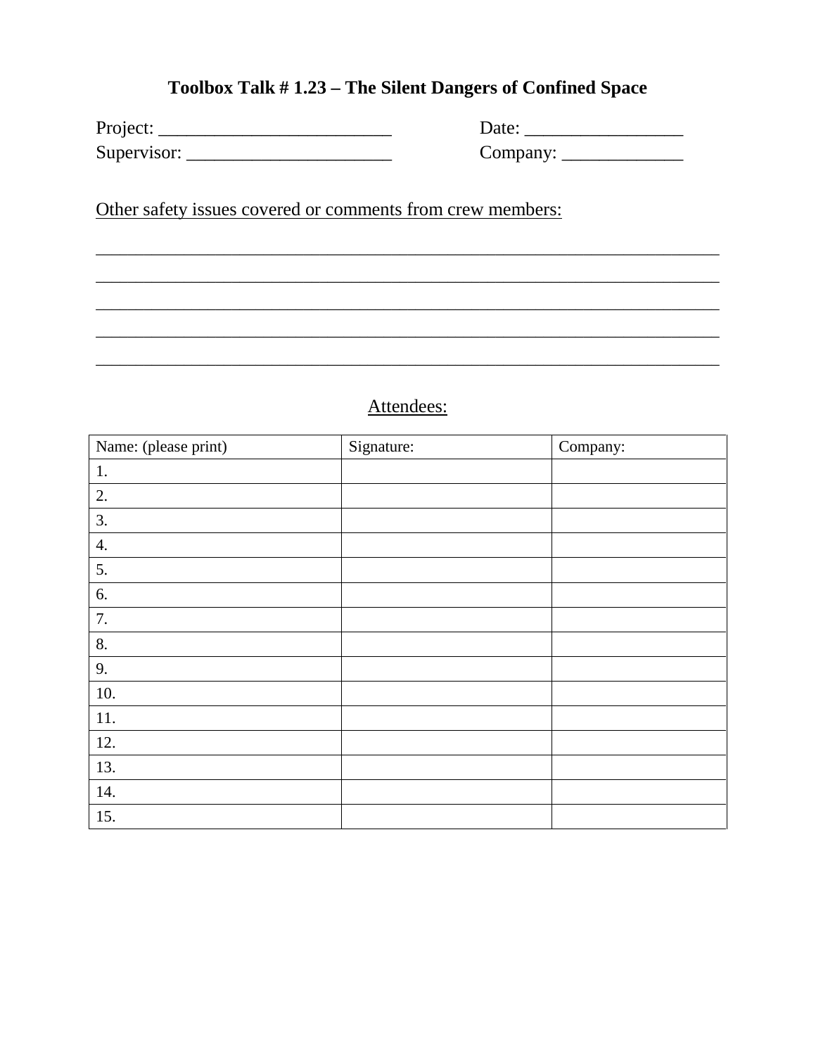**Toolbox Talk # 1.23 – The Silent Dangers of Confined Space**

Project: _________________________ Date: _________________

Supervisor: ______________________ Company: _____________

Other safety issues covered or comments from crew members:

___________________________________________________________________________

___________________________________________________________________________

___________________________________________________________________________

___________________________________________________________________________

___________________________________________________________________________

Attendees:

| Name: (please print) | Signature: | Company: |
| --- | --- | --- |
| 1. | | |
| 2. | | |
| 3. | | |
| 4. | | |
| 5. | | |
| 6. | | |
| 7. | | |
| 8. | | |
| 9. | | |
| 10. | | |
| 11. | | |
| 12. | | |
| 13. | | |
| 14. | | |
| 15. | | |